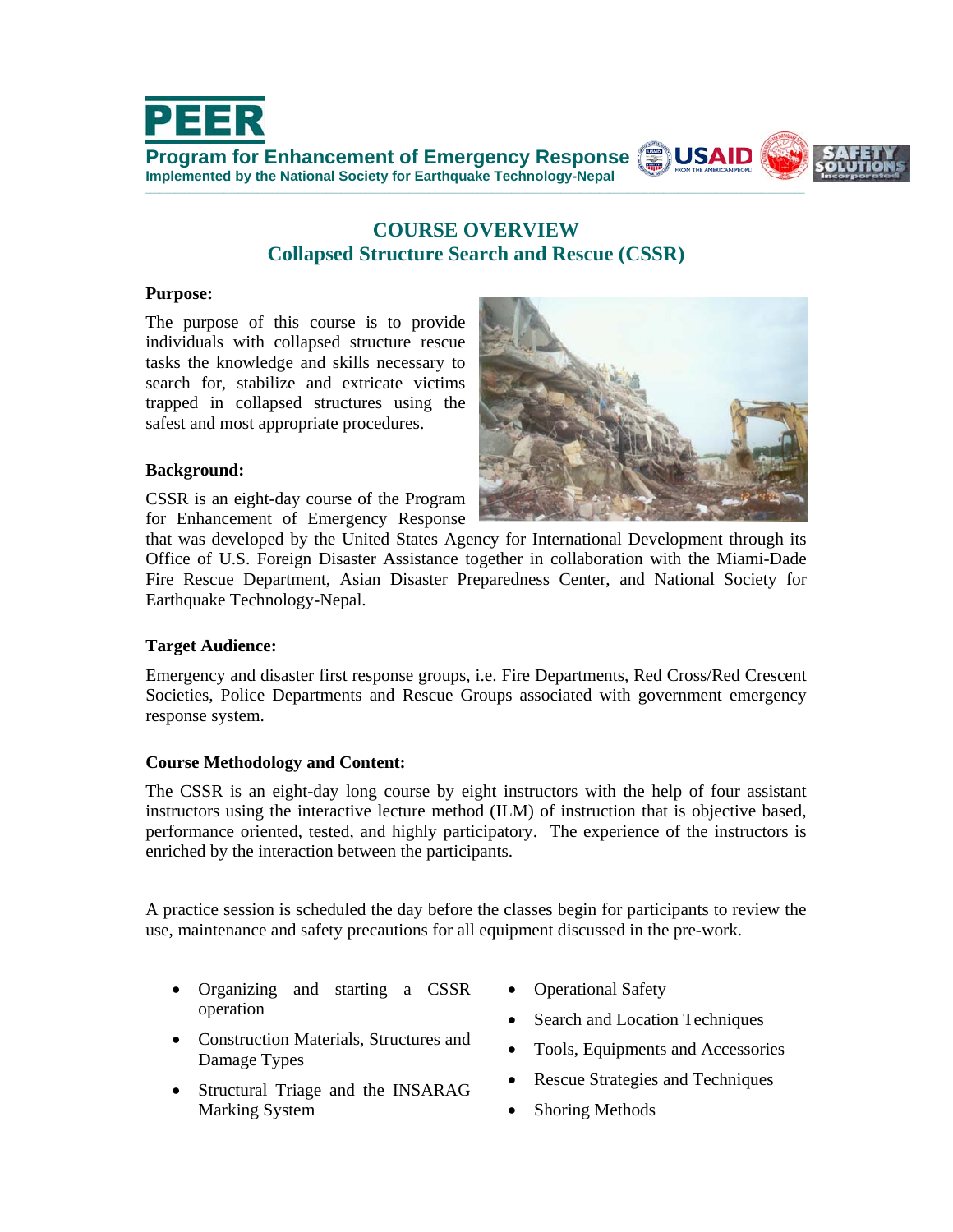# PEER

**Program for Enhancement of Emergency Response**
**Implemented by the National Society for Earthquake Technology-Nepal**

## COURSE OVERVIEW
## Collapsed Structure Search and Rescue (CSSR)

**Purpose:**

The purpose of this course is to provide individuals with collapsed structure rescue tasks the knowledge and skills necessary to search for, stabilize and extricate victims trapped in collapsed structures using the safest and most appropriate procedures.

**Background:**

CSSR is an eight-day course of the Program for Enhancement of Emergency Response that was developed by the United States Agency for International Development through its Office of U.S. Foreign Disaster Assistance together in collaboration with the Miami-Dade Fire Rescue Department, Asian Disaster Preparedness Center, and National Society for Earthquake Technology-Nepal.

**Target Audience:**

Emergency and disaster first response groups, i.e. Fire Departments, Red Cross/Red Crescent Societies, Police Departments and Rescue Groups associated with government emergency response system.

**Course Methodology and Content:**

The CSSR is an eight-day long course by eight instructors with the help of four assistant instructors using the interactive lecture method (ILM) of instruction that is objective based, performance oriented, tested, and highly participatory. The experience of the instructors is enriched by the interaction between the participants.

A practice session is scheduled the day before the classes begin for participants to review the use, maintenance and safety precautions for all equipment discussed in the pre-work.

- Organizing and starting a CSSR operation
- Construction Materials, Structures and Damage Types
- Structural Triage and the INSARAG Marking System
- Operational Safety
- Search and Location Techniques
- Tools, Equipments and Accessories
- Rescue Strategies and Techniques
- Shoring Methods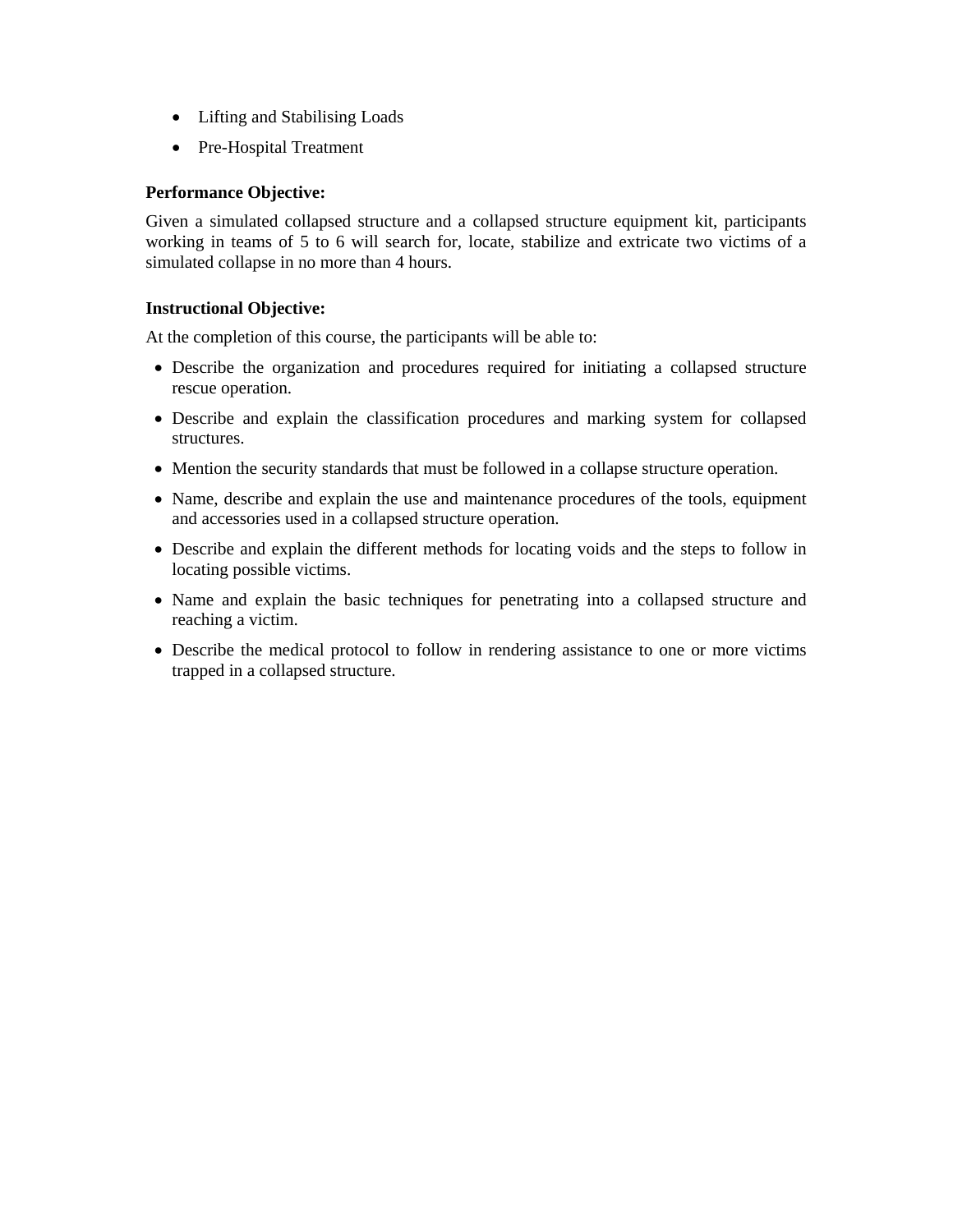- Lifting and Stabilising Loads
- Pre-Hospital Treatment

**Performance Objective:**

Given a simulated collapsed structure and a collapsed structure equipment kit, participants working in teams of 5 to 6 will search for, locate, stabilize and extricate two victims of a simulated collapse in no more than 4 hours.

**Instructional Objective:**

At the completion of this course, the participants will be able to:

- Describe the organization and procedures required for initiating a collapsed structure rescue operation.
- Describe and explain the classification procedures and marking system for collapsed structures.
- Mention the security standards that must be followed in a collapse structure operation.
- Name, describe and explain the use and maintenance procedures of the tools, equipment and accessories used in a collapsed structure operation.
- Describe and explain the different methods for locating voids and the steps to follow in locating possible victims.
- Name and explain the basic techniques for penetrating into a collapsed structure and reaching a victim.
- Describe the medical protocol to follow in rendering assistance to one or more victims trapped in a collapsed structure.